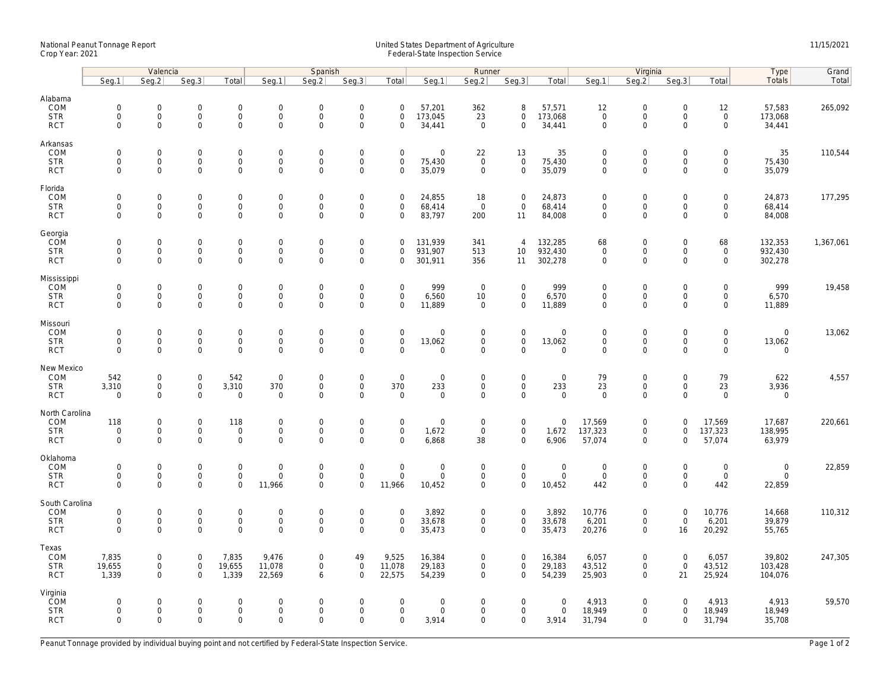National Peanut Tonnage Report
Crop Year: 2021

United States Department of Agriculture
Federal-State Inspection Service

11/15/2021

| | Valencia | | | | Spanish | | | | Runner | | | | Virginia | | | | Type | Grand |
|---|---|---|---|---|---|---|---|---|---|---|---|---|---|---|---|---|---|---|
| | Seg.1 | Seg.2 | Seg.3 | Total | Seg.1 | Seg.2 | Seg.3 | Total | Seg.1 | Seg.2 | Seg.3 | Total | Seg.1 | Seg.2 | Seg.3 | Total | Totals | Total |
| **Alabama** | | | | | | | | | | | | | | | | | | |
| COM | 0 | 0 | 0 | 0 | 0 | 0 | 0 | 0 | 57,201 | 362 | 8 | 57,571 | 12 | 0 | 0 | 12 | 57,583 | 265,092 |
| STR | 0 | 0 | 0 | 0 | 0 | 0 | 0 | 0 | 173,045 | 23 | 0 | 173,068 | 0 | 0 | 0 | 0 | 173,068 | |
| RCT | 0 | 0 | 0 | 0 | 0 | 0 | 0 | 0 | 34,441 | 0 | 0 | 34,441 | 0 | 0 | 0 | 0 | 34,441 | |
| **Arkansas** | | | | | | | | | | | | | | | | | | |
| COM | 0 | 0 | 0 | 0 | 0 | 0 | 0 | 0 | 0 | 22 | 13 | 35 | 0 | 0 | 0 | 0 | 35 | 110,544 |
| STR | 0 | 0 | 0 | 0 | 0 | 0 | 0 | 0 | 75,430 | 0 | 0 | 75,430 | 0 | 0 | 0 | 0 | 75,430 | |
| RCT | 0 | 0 | 0 | 0 | 0 | 0 | 0 | 0 | 35,079 | 0 | 0 | 35,079 | 0 | 0 | 0 | 0 | 35,079 | |
| **Florida** | | | | | | | | | | | | | | | | | | |
| COM | 0 | 0 | 0 | 0 | 0 | 0 | 0 | 0 | 24,855 | 18 | 0 | 24,873 | 0 | 0 | 0 | 0 | 24,873 | 177,295 |
| STR | 0 | 0 | 0 | 0 | 0 | 0 | 0 | 0 | 68,414 | 0 | 0 | 68,414 | 0 | 0 | 0 | 0 | 68,414 | |
| RCT | 0 | 0 | 0 | 0 | 0 | 0 | 0 | 0 | 83,797 | 200 | 11 | 84,008 | 0 | 0 | 0 | 0 | 84,008 | |
| **Georgia** | | | | | | | | | | | | | | | | | | |
| COM | 0 | 0 | 0 | 0 | 0 | 0 | 0 | 0 | 131,939 | 341 | 4 | 132,285 | 68 | 0 | 0 | 68 | 132,353 | 1,367,061 |
| STR | 0 | 0 | 0 | 0 | 0 | 0 | 0 | 0 | 931,907 | 513 | 10 | 932,430 | 0 | 0 | 0 | 0 | 932,430 | |
| RCT | 0 | 0 | 0 | 0 | 0 | 0 | 0 | 0 | 301,911 | 356 | 11 | 302,278 | 0 | 0 | 0 | 0 | 302,278 | |
| **Mississippi** | | | | | | | | | | | | | | | | | | |
| COM | 0 | 0 | 0 | 0 | 0 | 0 | 0 | 0 | 999 | 0 | 0 | 999 | 0 | 0 | 0 | 0 | 999 | 19,458 |
| STR | 0 | 0 | 0 | 0 | 0 | 0 | 0 | 0 | 6,560 | 10 | 0 | 6,570 | 0 | 0 | 0 | 0 | 6,570 | |
| RCT | 0 | 0 | 0 | 0 | 0 | 0 | 0 | 0 | 11,889 | 0 | 0 | 11,889 | 0 | 0 | 0 | 0 | 11,889 | |
| **Missouri** | | | | | | | | | | | | | | | | | | |
| COM | 0 | 0 | 0 | 0 | 0 | 0 | 0 | 0 | 0 | 0 | 0 | 0 | 0 | 0 | 0 | 0 | 0 | 13,062 |
| STR | 0 | 0 | 0 | 0 | 0 | 0 | 0 | 0 | 13,062 | 0 | 0 | 13,062 | 0 | 0 | 0 | 0 | 13,062 | |
| RCT | 0 | 0 | 0 | 0 | 0 | 0 | 0 | 0 | 0 | 0 | 0 | 0 | 0 | 0 | 0 | 0 | 0 | |
| **New Mexico** | | | | | | | | | | | | | | | | | | |
| COM | 542 | 0 | 0 | 542 | 0 | 0 | 0 | 0 | 0 | 0 | 0 | 0 | 79 | 0 | 0 | 79 | 622 | 4,557 |
| STR | 3,310 | 0 | 0 | 3,310 | 370 | 0 | 0 | 370 | 233 | 0 | 0 | 233 | 23 | 0 | 0 | 23 | 3,936 | |
| RCT | 0 | 0 | 0 | 0 | 0 | 0 | 0 | 0 | 0 | 0 | 0 | 0 | 0 | 0 | 0 | 0 | 0 | |
| **North Carolina** | | | | | | | | | | | | | | | | | | |
| COM | 118 | 0 | 0 | 118 | 0 | 0 | 0 | 0 | 0 | 0 | 0 | 0 | 17,569 | 0 | 0 | 17,569 | 17,687 | 220,661 |
| STR | 0 | 0 | 0 | 0 | 0 | 0 | 0 | 0 | 1,672 | 0 | 0 | 1,672 | 137,323 | 0 | 0 | 137,323 | 138,995 | |
| RCT | 0 | 0 | 0 | 0 | 0 | 0 | 0 | 0 | 6,868 | 38 | 0 | 6,906 | 57,074 | 0 | 0 | 57,074 | 63,979 | |
| **Oklahoma** | | | | | | | | | | | | | | | | | | |
| COM | 0 | 0 | 0 | 0 | 0 | 0 | 0 | 0 | 0 | 0 | 0 | 0 | 0 | 0 | 0 | 0 | 0 | 22,859 |
| STR | 0 | 0 | 0 | 0 | 0 | 0 | 0 | 0 | 0 | 0 | 0 | 0 | 0 | 0 | 0 | 0 | 0 | |
| RCT | 0 | 0 | 0 | 0 | 11,966 | 0 | 0 | 11,966 | 10,452 | 0 | 0 | 10,452 | 442 | 0 | 0 | 442 | 22,859 | |
| **South Carolina** | | | | | | | | | | | | | | | | | | |
| COM | 0 | 0 | 0 | 0 | 0 | 0 | 0 | 0 | 3,892 | 0 | 0 | 3,892 | 10,776 | 0 | 0 | 10,776 | 14,668 | 110,312 |
| STR | 0 | 0 | 0 | 0 | 0 | 0 | 0 | 0 | 33,678 | 0 | 0 | 33,678 | 6,201 | 0 | 0 | 6,201 | 39,879 | |
| RCT | 0 | 0 | 0 | 0 | 0 | 0 | 0 | 0 | 35,473 | 0 | 0 | 35,473 | 20,276 | 0 | 16 | 20,292 | 55,765 | |
| **Texas** | | | | | | | | | | | | | | | | | | |
| COM | 7,835 | 0 | 0 | 7,835 | 9,476 | 0 | 49 | 9,525 | 16,384 | 0 | 0 | 16,384 | 6,057 | 0 | 0 | 6,057 | 39,802 | 247,305 |
| STR | 19,655 | 0 | 0 | 19,655 | 11,078 | 0 | 0 | 11,078 | 29,183 | 0 | 0 | 29,183 | 43,512 | 0 | 0 | 43,512 | 103,428 | |
| RCT | 1,339 | 0 | 0 | 1,339 | 22,569 | 6 | 0 | 22,575 | 54,239 | 0 | 0 | 54,239 | 25,903 | 0 | 21 | 25,924 | 104,076 | |
| **Virginia** | | | | | | | | | | | | | | | | | | |
| COM | 0 | 0 | 0 | 0 | 0 | 0 | 0 | 0 | 0 | 0 | 0 | 0 | 4,913 | 0 | 0 | 4,913 | 4,913 | 59,570 |
| STR | 0 | 0 | 0 | 0 | 0 | 0 | 0 | 0 | 0 | 0 | 0 | 0 | 18,949 | 0 | 0 | 18,949 | 18,949 | |
| RCT | 0 | 0 | 0 | 0 | 0 | 0 | 0 | 0 | 3,914 | 0 | 0 | 3,914 | 31,794 | 0 | 0 | 31,794 | 35,708 | |

Peanut Tonnage provided by individual buying point and not certified by Federal-State Inspection Service.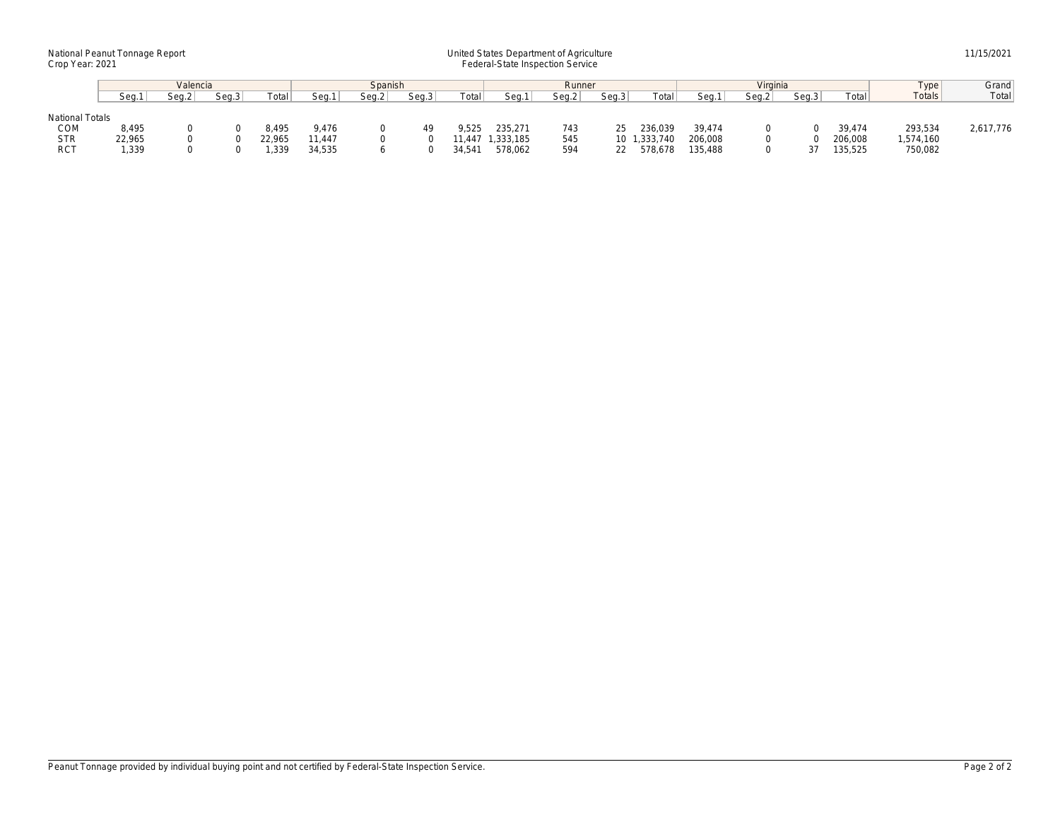National Peanut Tonnage Report
Crop Year: 2021

United States Department of Agriculture
Federal-State Inspection Service

11/15/2021

| | Valencia | | | | Spanish | | | | Runner | | | | Virginia | | | | Type | Grand |
|---|---|---|---|---|---|---|---|---|---|---|---|---|---|---|---|---|---|---|
| | Seg.1 | Seg.2 | Seg.3 | Total | Seg.1 | Seg.2 | Seg.3 | Total | Seg.1 | Seg.2 | Seg.3 | Total | Seg.1 | Seg.2 | Seg.3 | Total | Totals | Total |
| National Totals | | | | | | | | | | | | | | | | | | |
| COM | 8,495 | 0 | 0 | 8,495 | 9,476 | 0 | 49 | 9,525 | 235,271 | 743 | 25 | 236,039 | 39,474 | 0 | 0 | 39,474 | 293,534 | 2,617,776 |
| STR | 22,965 | 0 | 0 | 22,965 | 11,447 | 0 | 0 | 11,447 | 1,333,185 | 545 | 10 | 1,333,740 | 206,008 | 0 | 0 | 206,008 | 1,574,160 | |
| RCT | 1,339 | 0 | 0 | 1,339 | 34,535 | 6 | 0 | 34,541 | 578,062 | 594 | 22 | 578,678 | 135,488 | 0 | 37 | 135,525 | 750,082 | |

Peanut Tonnage provided by individual buying point and not certified by Federal-State Inspection Service.